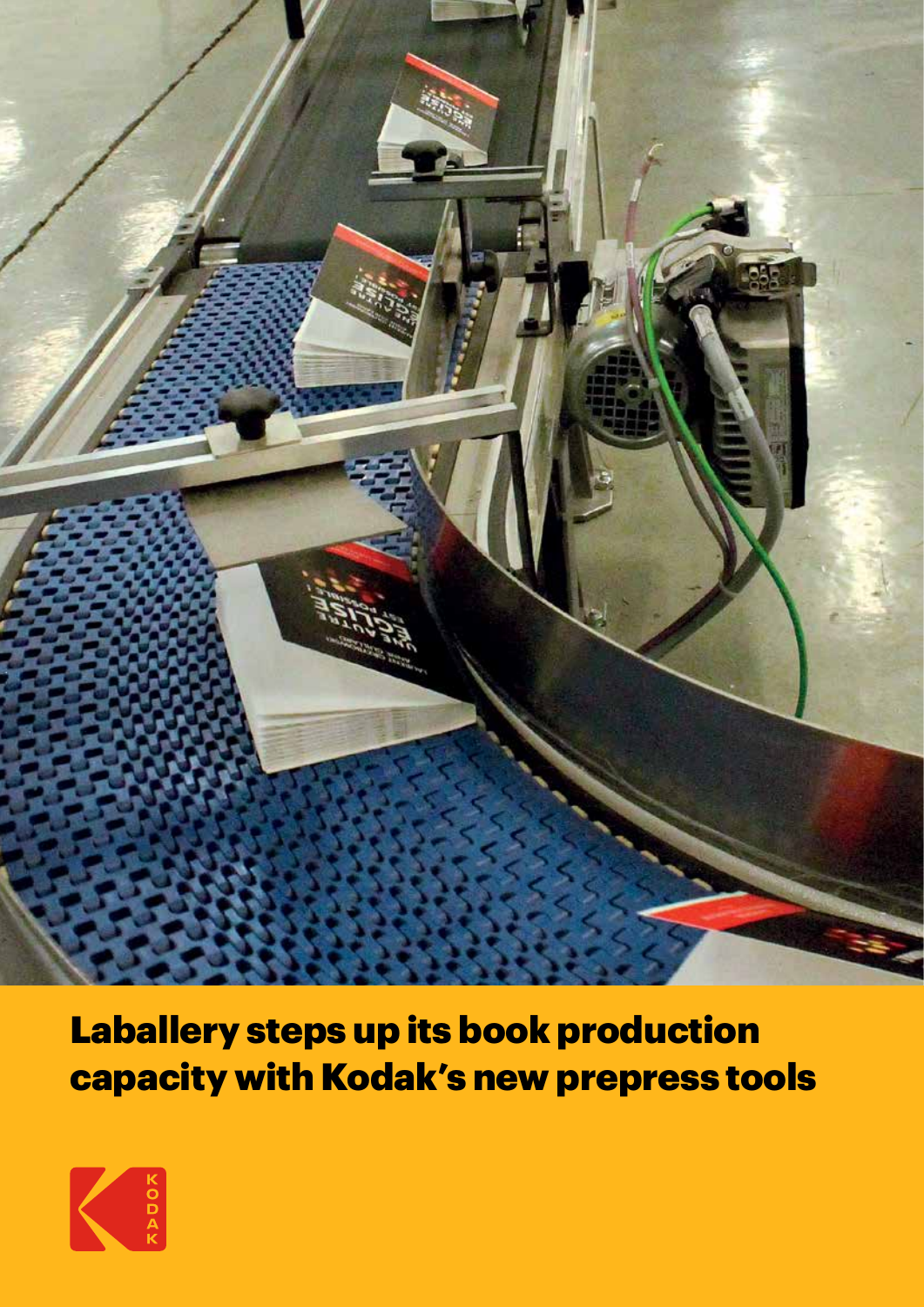# Laballery steps up its book production capacity with Kodak's new prepress tools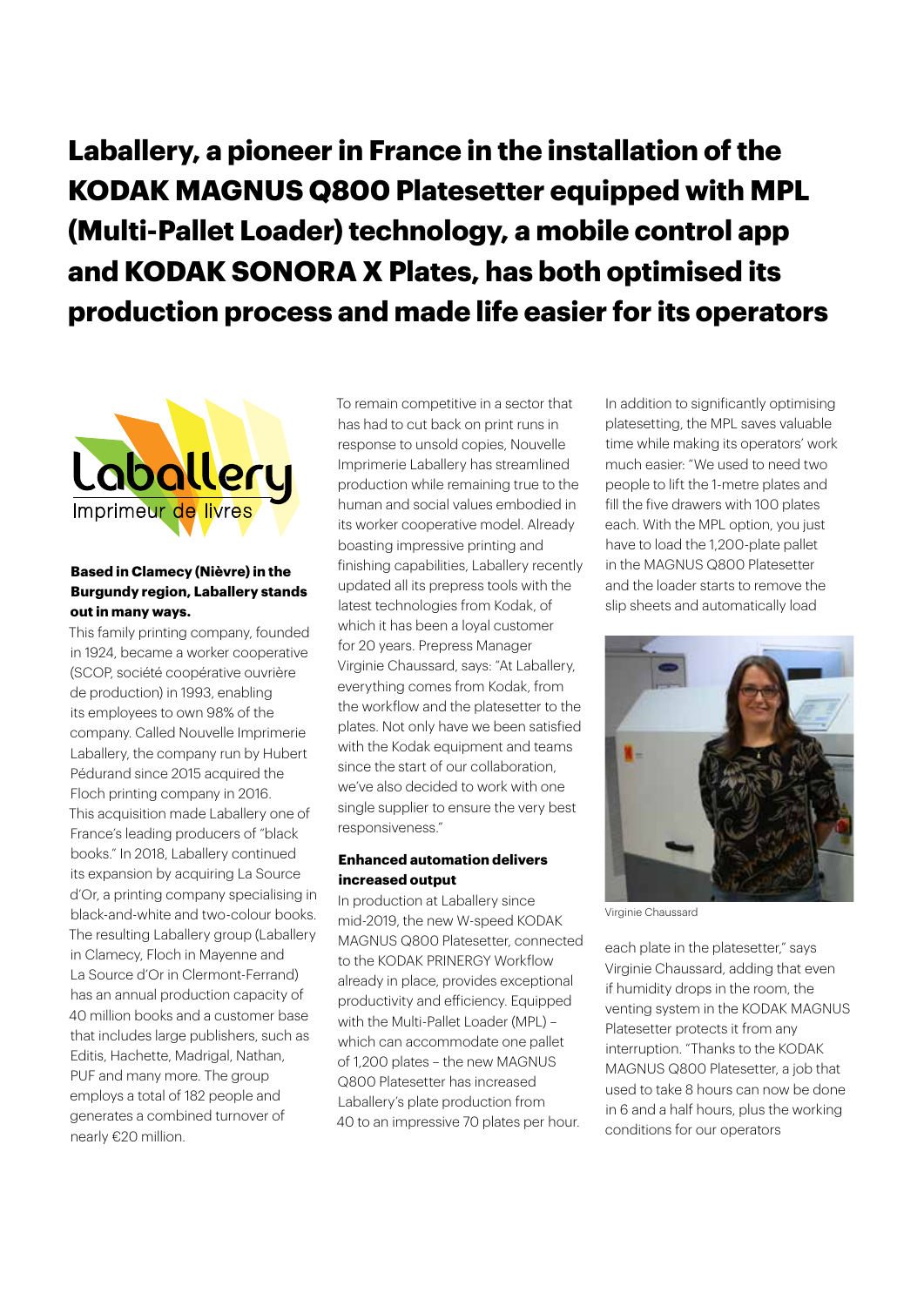# Laballery, a pioneer in France in the installation of the KODAK MAGNUS Q800 Platesetter equipped with MPL (Multi-Pallet Loader) technology, a mobile control app and KODAK SONORA X Plates, has both optimised its production process and made life easier for its operators

**Based in Clamecy (Nièvre) in the Burgundy region, Laballery stands out in many ways.**

This family printing company, founded in 1924, became a worker cooperative (SCOP, société coopérative ouvrière de production) in 1993, enabling its employees to own 98% of the company. Called Nouvelle Imprimerie Laballery, the company run by Hubert Pédurand since 2015 acquired the Floch printing company in 2016. This acquisition made Laballery one of France's leading producers of "black books." In 2018, Laballery continued its expansion by acquiring La Source d'Or, a printing company specialising in black-and-white and two-colour books. The resulting Laballery group (Laballery in Clamecy, Floch in Mayenne and La Source d'Or in Clermont-Ferrand) has an annual production capacity of 40 million books and a customer base that includes large publishers, such as Editis, Hachette, Madrigal, Nathan, PUF and many more. The group employs a total of 182 people and generates a combined turnover of nearly €20 million.

To remain competitive in a sector that has had to cut back on print runs in response to unsold copies, Nouvelle Imprimerie Laballery has streamlined production while remaining true to the human and social values embodied in its worker cooperative model. Already boasting impressive printing and finishing capabilities, Laballery recently updated all its prepress tools with the latest technologies from Kodak, of which it has been a loyal customer for 20 years. Prepress Manager Virginie Chaussard, says: "At Laballery, everything comes from Kodak, from the workflow and the platesetter to the plates. Not only have we been satisfied with the Kodak equipment and teams since the start of our collaboration, we've also decided to work with one single supplier to ensure the very best responsiveness."

**Enhanced automation delivers increased output**

In production at Laballery since mid-2019, the new W-speed KODAK MAGNUS Q800 Platesetter, connected to the KODAK PRINERGY Workflow already in place, provides exceptional productivity and efficiency. Equipped with the Multi-Pallet Loader (MPL) – which can accommodate one pallet of 1,200 plates – the new MAGNUS Q800 Platesetter has increased Laballery's plate production from 40 to an impressive 70 plates per hour.

In addition to significantly optimising platesetting, the MPL saves valuable time while making its operators' work much easier: "We used to need two people to lift the 1-metre plates and fill the five drawers with 100 plates each. With the MPL option, you just have to load the 1,200-plate pallet in the MAGNUS Q800 Platesetter and the loader starts to remove the slip sheets and automatically load each plate in the platesetter," says Virginie Chaussard, adding that even if humidity drops in the room, the venting system in the KODAK MAGNUS Platesetter protects it from any interruption. "Thanks to the KODAK MAGNUS Q800 Platesetter, a job that used to take 8 hours can now be done in 6 and a half hours, plus the working conditions for our operators

Virginie Chaussard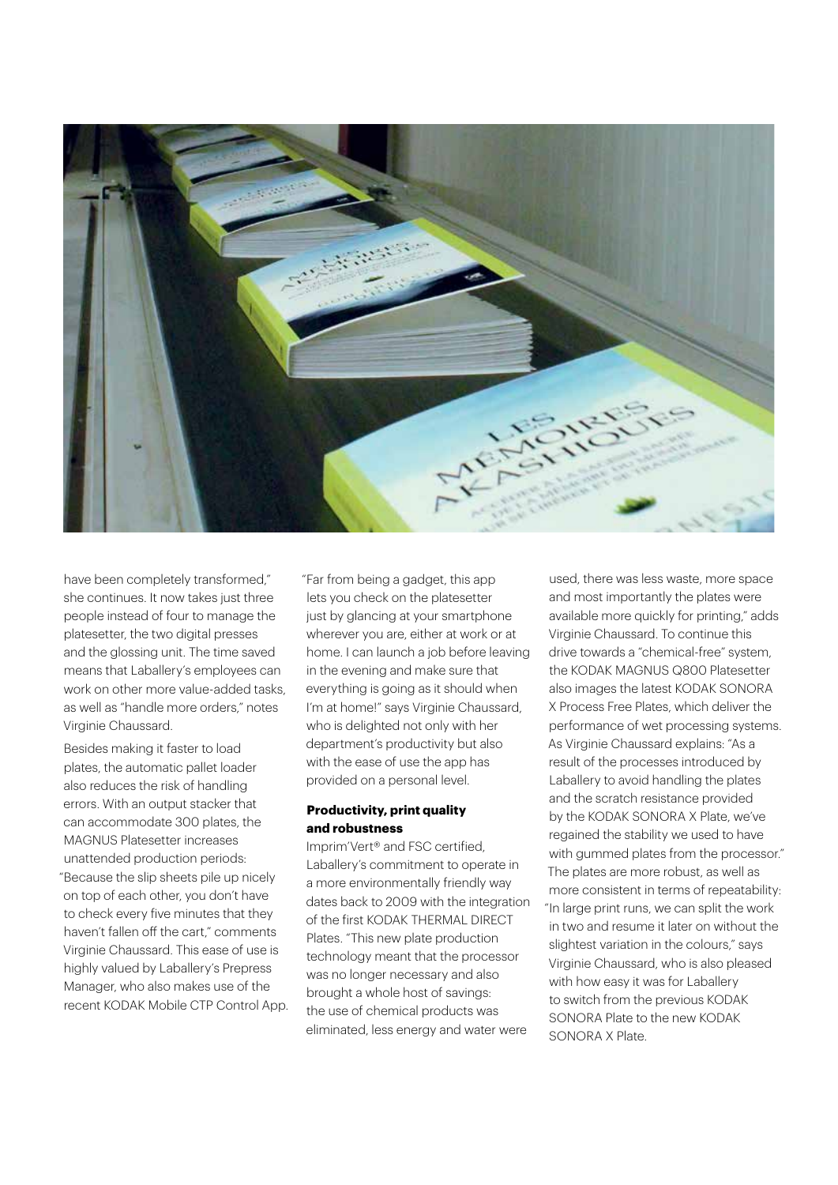have been completely transformed," she continues. It now takes just three people instead of four to manage the platesetter, the two digital presses and the glossing unit. The time saved means that Laballery's employees can work on other more value-added tasks, as well as "handle more orders," notes Virginie Chaussard.

Besides making it faster to load plates, the automatic pallet loader also reduces the risk of handling errors. With an output stacker that can accommodate 300 plates, the MAGNUS Platesetter increases unattended production periods: "Because the slip sheets pile up nicely on top of each other, you don't have to check every five minutes that they haven't fallen off the cart," comments Virginie Chaussard. This ease of use is highly valued by Laballery's Prepress Manager, who also makes use of the recent KODAK Mobile CTP Control App. "Far from being a gadget, this app lets you check on the platesetter just by glancing at your smartphone wherever you are, either at work or at home. I can launch a job before leaving in the evening and make sure that everything is going as it should when I'm at home!" says Virginie Chaussard, who is delighted not only with her department's productivity but also with the ease of use the app has provided on a personal level.

**Productivity, print quality and robustness**

Imprim'Vert® and FSC certified, Laballery's commitment to operate in a more environmentally friendly way dates back to 2009 with the integration of the first KODAK THERMAL DIRECT Plates. "This new plate production technology meant that the processor was no longer necessary and also brought a whole host of savings: the use of chemical products was eliminated, less energy and water were used, there was less waste, more space and most importantly the plates were available more quickly for printing," adds Virginie Chaussard. To continue this drive towards a "chemical-free" system, the KODAK MAGNUS Q800 Platesetter also images the latest KODAK SONORA X Process Free Plates, which deliver the performance of wet processing systems. As Virginie Chaussard explains: "As a result of the processes introduced by Laballery to avoid handling the plates and the scratch resistance provided by the KODAK SONORA X Plate, we've regained the stability we used to have with gummed plates from the processor." The plates are more robust, as well as more consistent in terms of repeatability: "In large print runs, we can split the work in two and resume it later on without the slightest variation in the colours," says Virginie Chaussard, who is also pleased with how easy it was for Laballery to switch from the previous KODAK SONORA Plate to the new KODAK SONORA X Plate.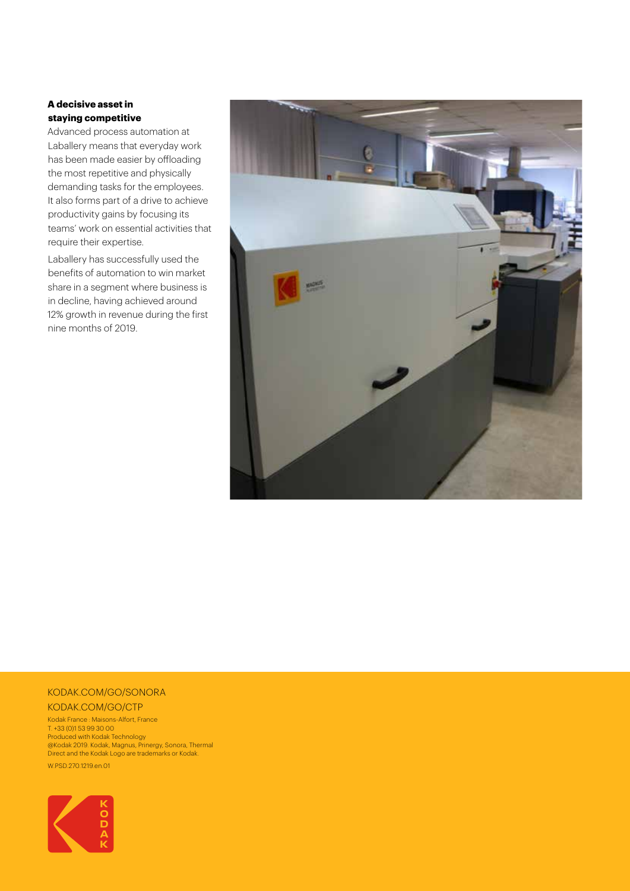**A decisive asset in staying competitive**

Advanced process automation at Laballery means that everyday work has been made easier by offloading the most repetitive and physically demanding tasks for the employees. It also forms part of a drive to achieve productivity gains by focusing its teams' work on essential activities that require their expertise.

Laballery has successfully used the benefits of automation to win market share in a segment where business is in decline, having achieved around 12% growth in revenue during the first nine months of 2019.

KODAK.COM/GO/SONORA

KODAK.COM/GO/CTP

Kodak France : Maisons-Alfort, France
T. +33 (0)1 53 99 30 00
Produced with Kodak Technology
@Kodak 2019. Kodak, Magnus, Prinergy, Sonora, Thermal Direct and the Kodak Logo are trademarks or Kodak.

W.PSD.270.1219.en.01